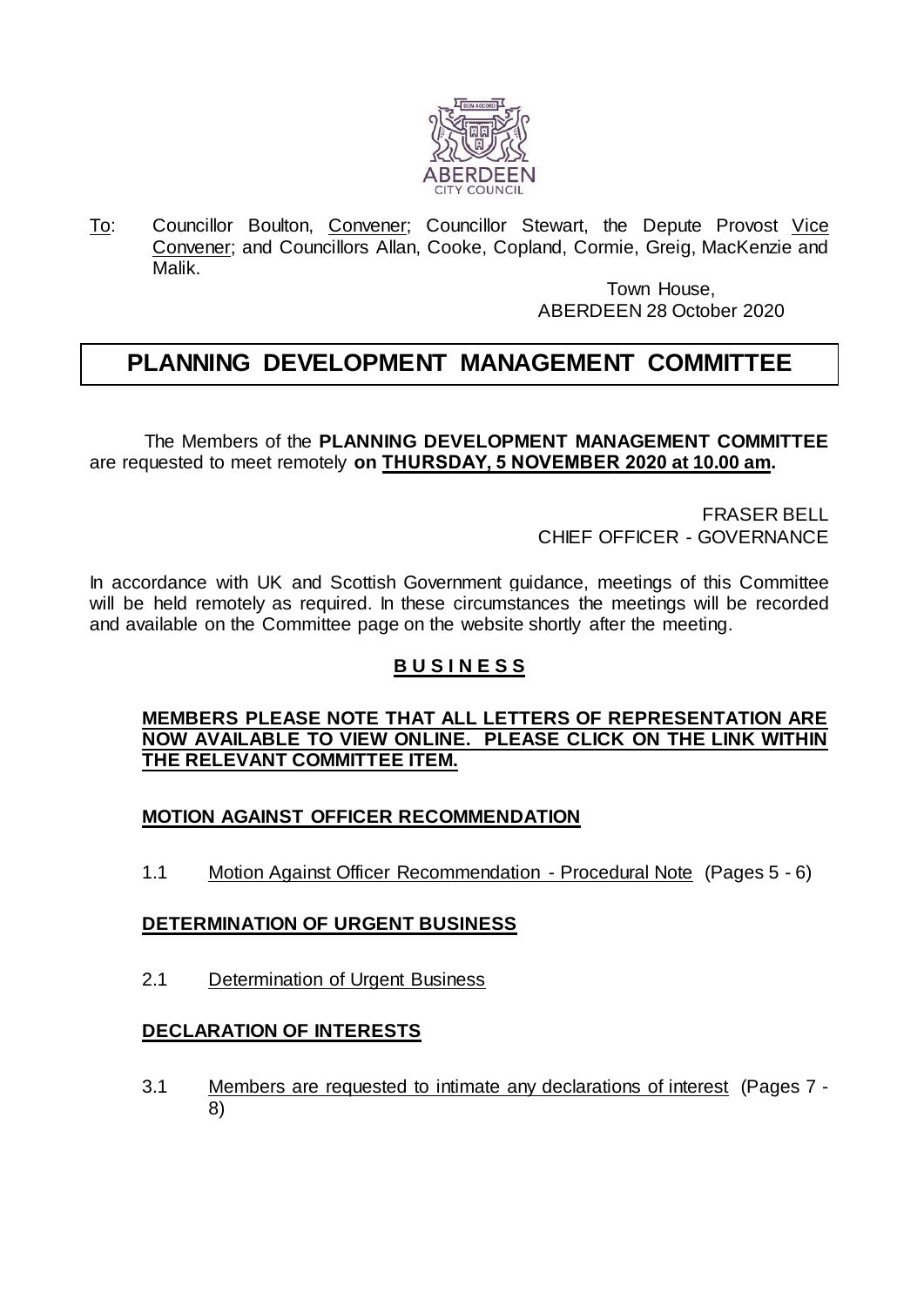To: Councillor Boulton, Convener; Councillor Stewart, the Depute Provost Vice Convener; and Councillors Allan, Cooke, Copland, Cormie, Greig, MacKenzie and Malik.

Town House,
ABERDEEN 28 October 2020

# PLANNING DEVELOPMENT MANAGEMENT COMMITTEE

The Members of the **PLANNING DEVELOPMENT MANAGEMENT COMMITTEE** are requested to meet remotely **on THURSDAY, 5 NOVEMBER 2020 at 10.00 am.**

FRASER BELL
CHIEF OFFICER - GOVERNANCE

In accordance with UK and Scottish Government guidance, meetings of this Committee will be held remotely as required. In these circumstances the meetings will be recorded and available on the Committee page on the website shortly after the meeting.

## B U S I N E S S

**MEMBERS PLEASE NOTE THAT ALL LETTERS OF REPRESENTATION ARE NOW AVAILABLE TO VIEW ONLINE. PLEASE CLICK ON THE LINK WITHIN THE RELEVANT COMMITTEE ITEM.**

### MOTION AGAINST OFFICER RECOMMENDATION

1.1 Motion Against Officer Recommendation - Procedural Note (Pages 5 - 6)

### DETERMINATION OF URGENT BUSINESS

2.1 Determination of Urgent Business

### DECLARATION OF INTERESTS

3.1 Members are requested to intimate any declarations of interest (Pages 7 - 8)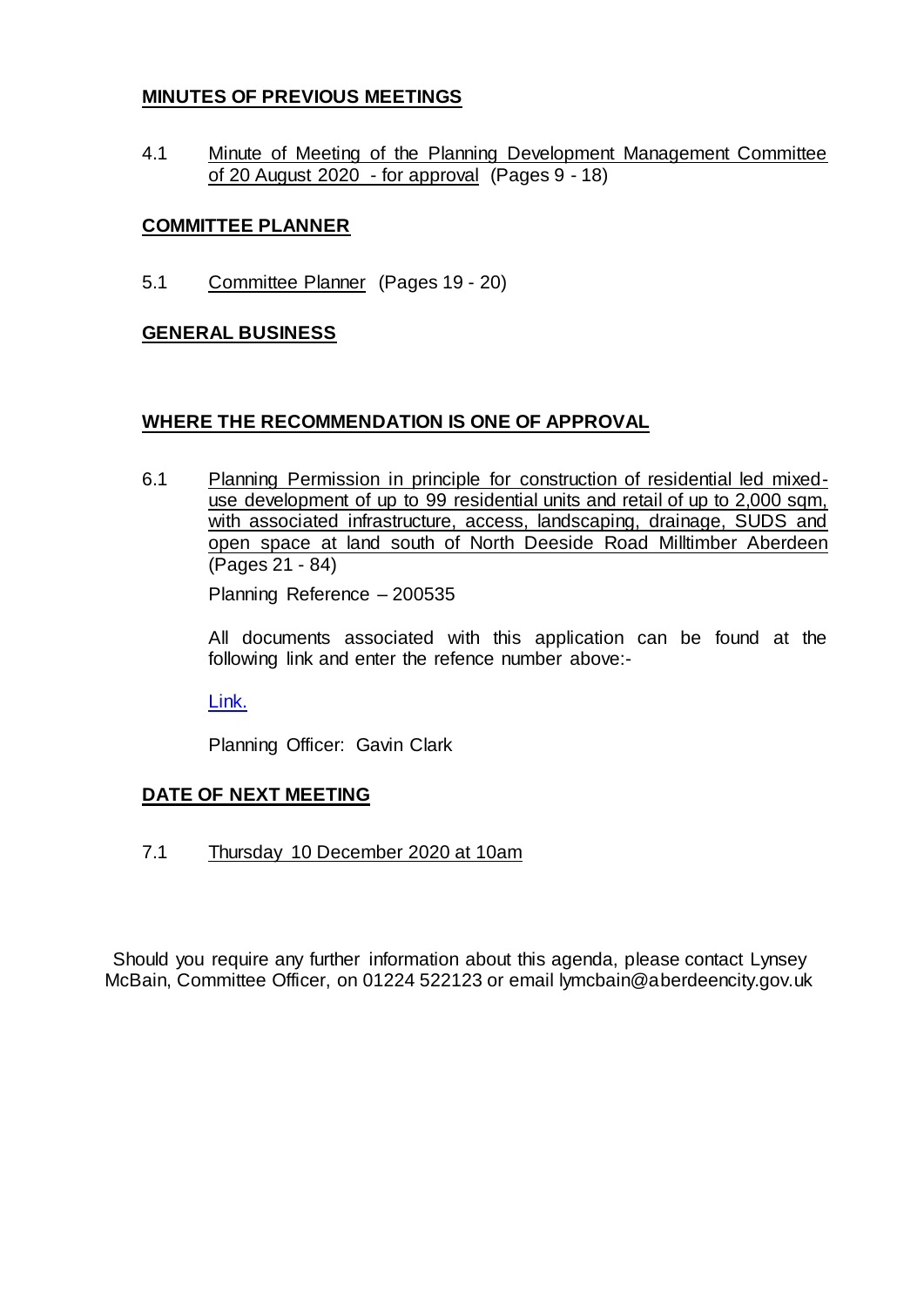**MINUTES OF PREVIOUS MEETINGS**

4.1 Minute of Meeting of the Planning Development Management Committee of 20 August 2020 - for approval (Pages 9 - 18)

**COMMITTEE PLANNER**

5.1 Committee Planner (Pages 19 - 20)

**GENERAL BUSINESS**

**WHERE THE RECOMMENDATION IS ONE OF APPROVAL**

6.1 Planning Permission in principle for construction of residential led mixed-use development of up to 99 residential units and retail of up to 2,000 sqm, with associated infrastructure, access, landscaping, drainage, SUDS and open space at land south of North Deeside Road Milltimber Aberdeen (Pages 21 - 84)

Planning Reference – 200535

All documents associated with this application can be found at the following link and enter the refence number above:-

Link.

Planning Officer: Gavin Clark

**DATE OF NEXT MEETING**

7.1 Thursday 10 December 2020 at 10am

Should you require any further information about this agenda, please contact Lynsey McBain, Committee Officer, on 01224 522123 or email lymcbain@aberdeencity.gov.uk